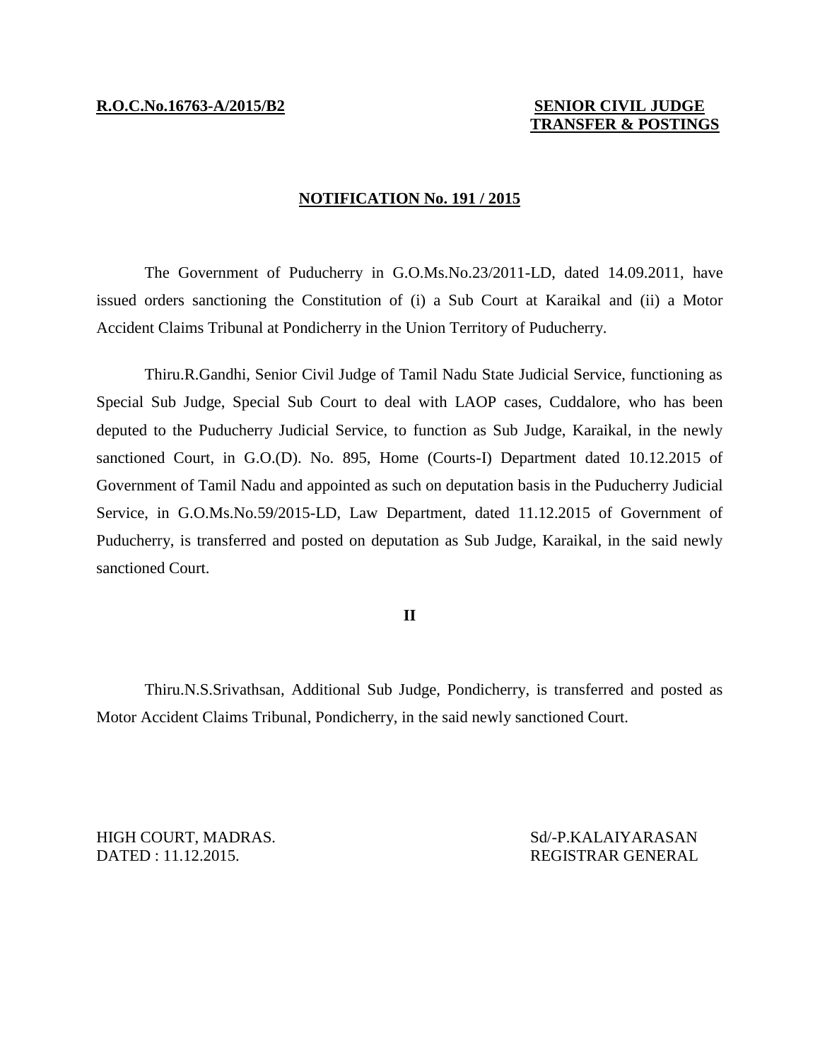**R.O.C.No.16763-A/2015/B2** **SENIOR CIVIL JUDGE TRANSFER & POSTINGS**

**NOTIFICATION No. 191 / 2015**

The Government of Puducherry in G.O.Ms.No.23/2011-LD, dated 14.09.2011, have issued orders sanctioning the Constitution of (i) a Sub Court at Karaikal and (ii) a Motor Accident Claims Tribunal at Pondicherry in the Union Territory of Puducherry.

Thiru.R.Gandhi, Senior Civil Judge of Tamil Nadu State Judicial Service, functioning as Special Sub Judge, Special Sub Court to deal with LAOP cases, Cuddalore, who has been deputed to the Puducherry Judicial Service, to function as Sub Judge, Karaikal, in the newly sanctioned Court, in G.O.(D). No. 895, Home (Courts-I) Department dated 10.12.2015 of Government of Tamil Nadu and appointed as such on deputation basis in the Puducherry Judicial Service, in G.O.Ms.No.59/2015-LD, Law Department, dated 11.12.2015 of Government of Puducherry, is transferred and posted on deputation as Sub Judge, Karaikal, in the said newly sanctioned Court.

**II**

Thiru.N.S.Srivathsan, Additional Sub Judge, Pondicherry, is transferred and posted as Motor Accident Claims Tribunal, Pondicherry, in the said newly sanctioned Court.

HIGH COURT, MADRAS.
DATED : 11.12.2015.

Sd/-P.KALAIYARASAN
REGISTRAR GENERAL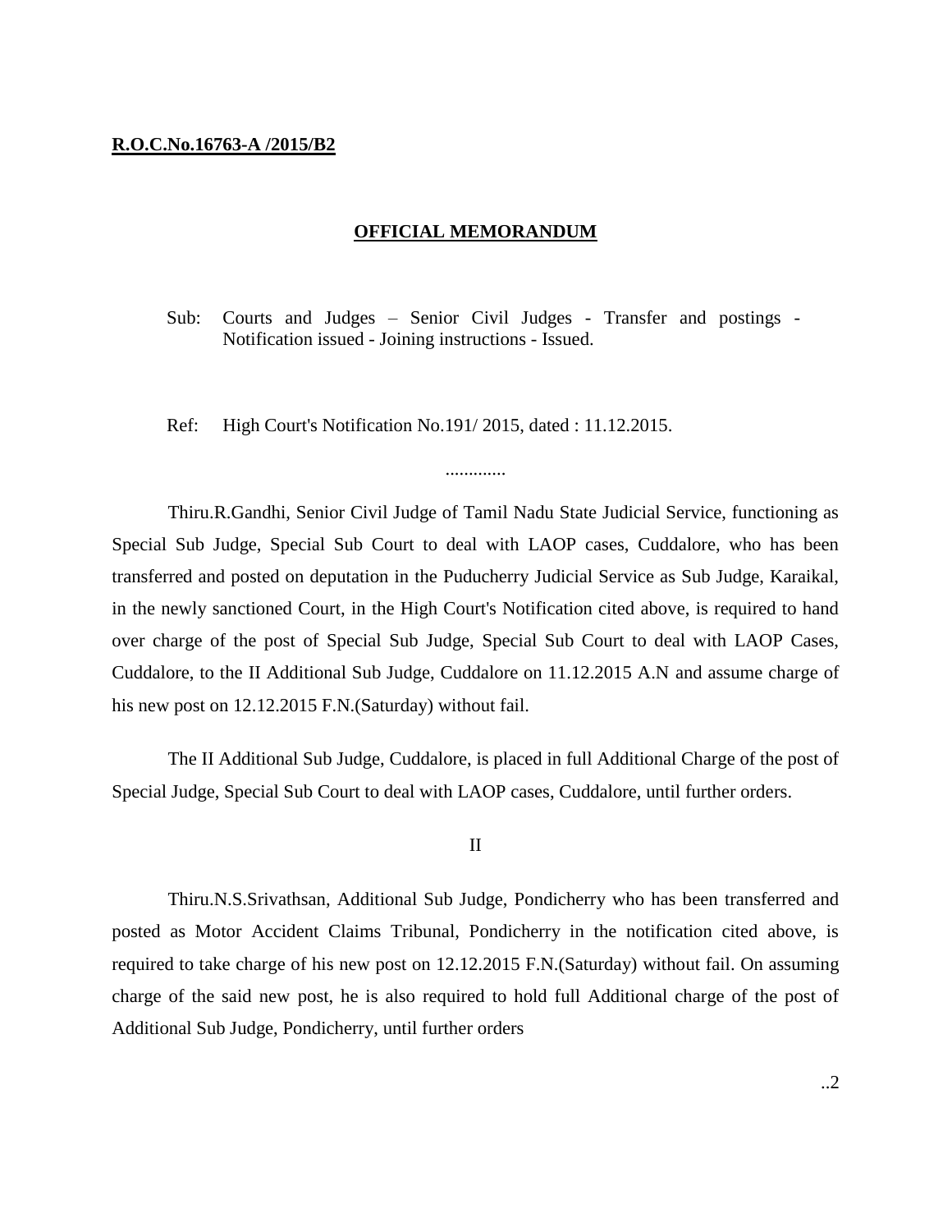**R.O.C.No.16763-A /2015/B2**

## OFFICIAL MEMORANDUM

Sub: Courts and Judges – Senior Civil Judges - Transfer and postings - Notification issued - Joining instructions - Issued.

Ref: High Court's Notification No.191/ 2015, dated : 11.12.2015.

.............

Thiru.R.Gandhi, Senior Civil Judge of Tamil Nadu State Judicial Service, functioning as Special Sub Judge, Special Sub Court to deal with LAOP cases, Cuddalore, who has been transferred and posted on deputation in the Puducherry Judicial Service as Sub Judge, Karaikal, in the newly sanctioned Court, in the High Court's Notification cited above, is required to hand over charge of the post of Special Sub Judge, Special Sub Court to deal with LAOP Cases, Cuddalore, to the II Additional Sub Judge, Cuddalore on 11.12.2015 A.N and assume charge of his new post on 12.12.2015 F.N.(Saturday) without fail.

The II Additional Sub Judge, Cuddalore, is placed in full Additional Charge of the post of Special Judge, Special Sub Court to deal with LAOP cases, Cuddalore, until further orders.

II

Thiru.N.S.Srivathsan, Additional Sub Judge, Pondicherry who has been transferred and posted as Motor Accident Claims Tribunal, Pondicherry in the notification cited above, is required to take charge of his new post on 12.12.2015 F.N.(Saturday) without fail. On assuming charge of the said new post, he is also required to hold full Additional charge of the post of Additional Sub Judge, Pondicherry, until further orders

..2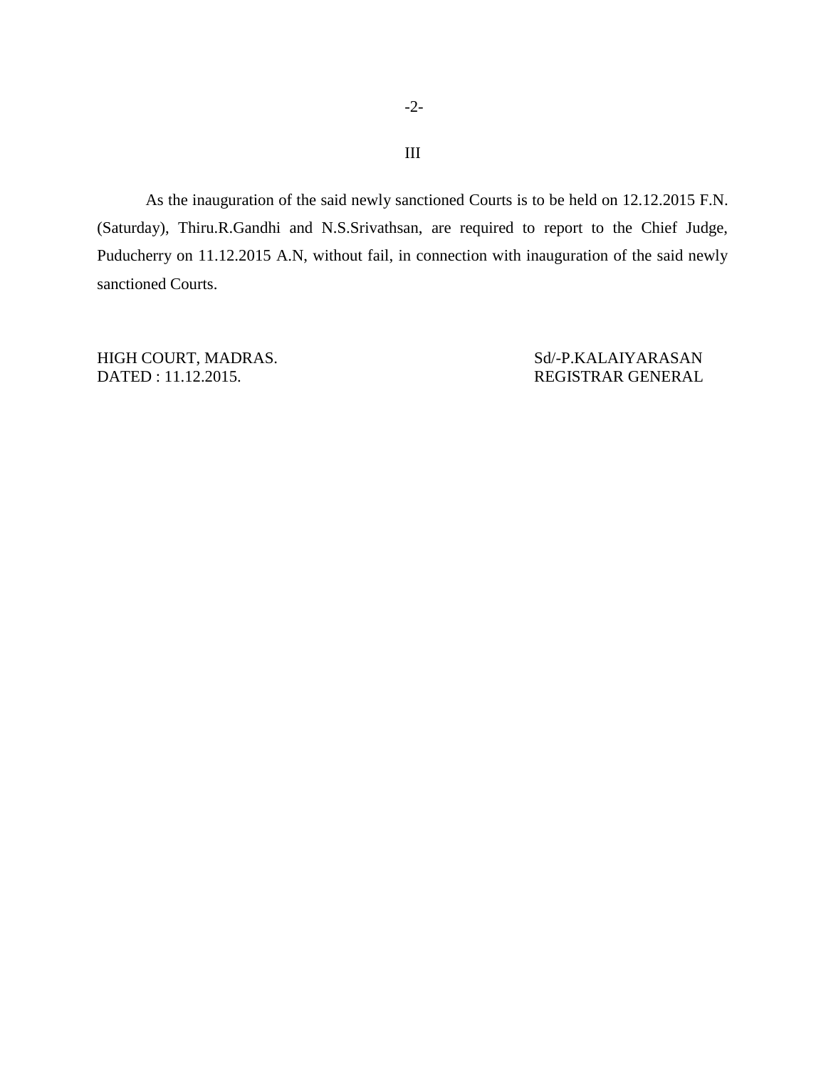III

As the inauguration of the said newly sanctioned Courts is to be held on 12.12.2015 F.N. (Saturday), Thiru.R.Gandhi and N.S.Srivathsan, are required to report to the Chief Judge, Puducherry on 11.12.2015 A.N, without fail, in connection with inauguration of the said newly sanctioned Courts.

HIGH COURT, MADRAS.
DATED : 11.12.2015.

Sd/-P.KALAIYARASAN
REGISTRAR GENERAL